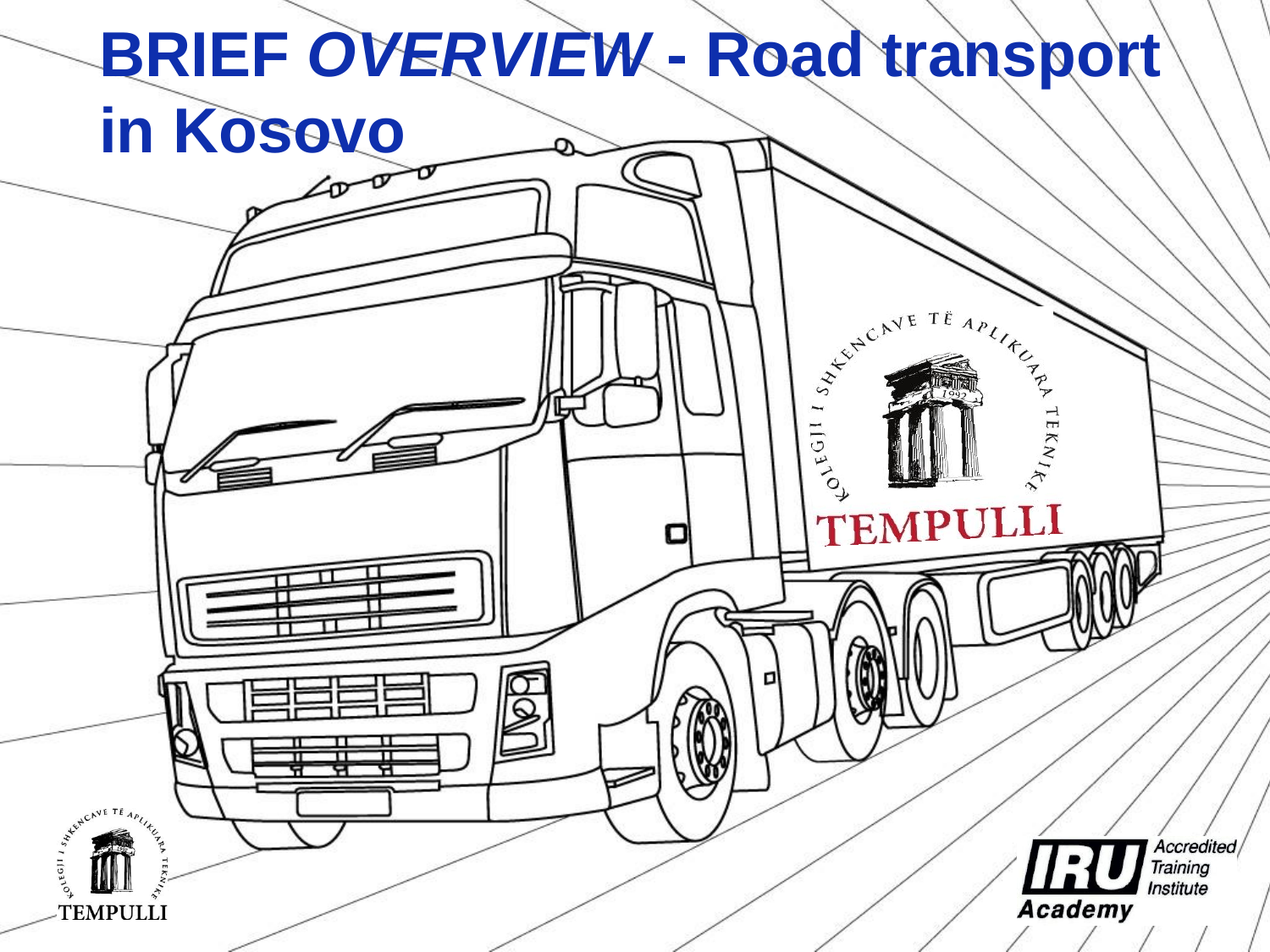# BRIEF *OVERVIEW* - Road transport in Kosovo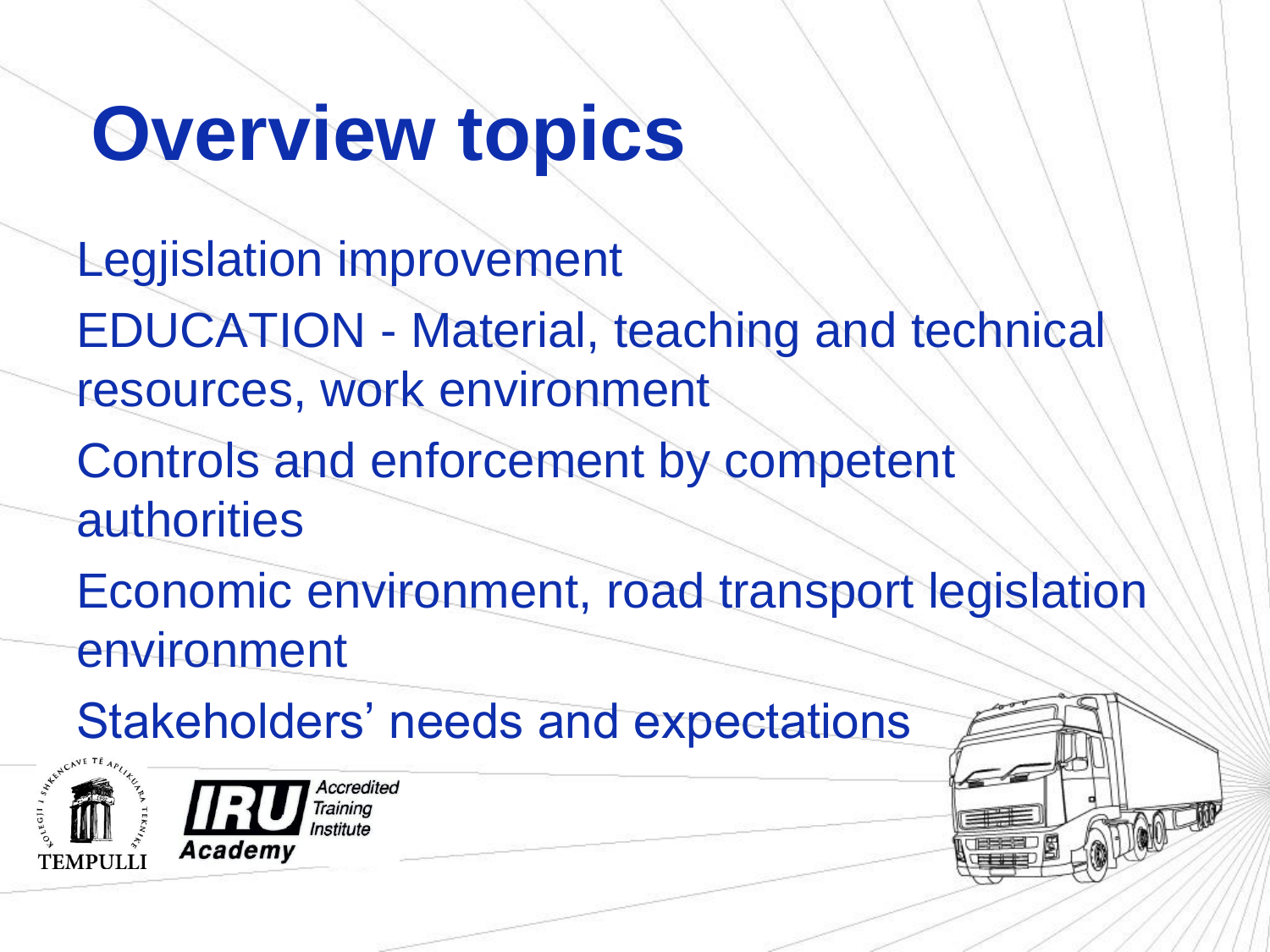# Overview topics

- Legjislation improvement
- EDUCATION - Material, teaching and technical resources, work environment
- Controls and enforcement by competent authorities
- Economic environment, road transport legislation environment
- Stakeholders' needs and expectations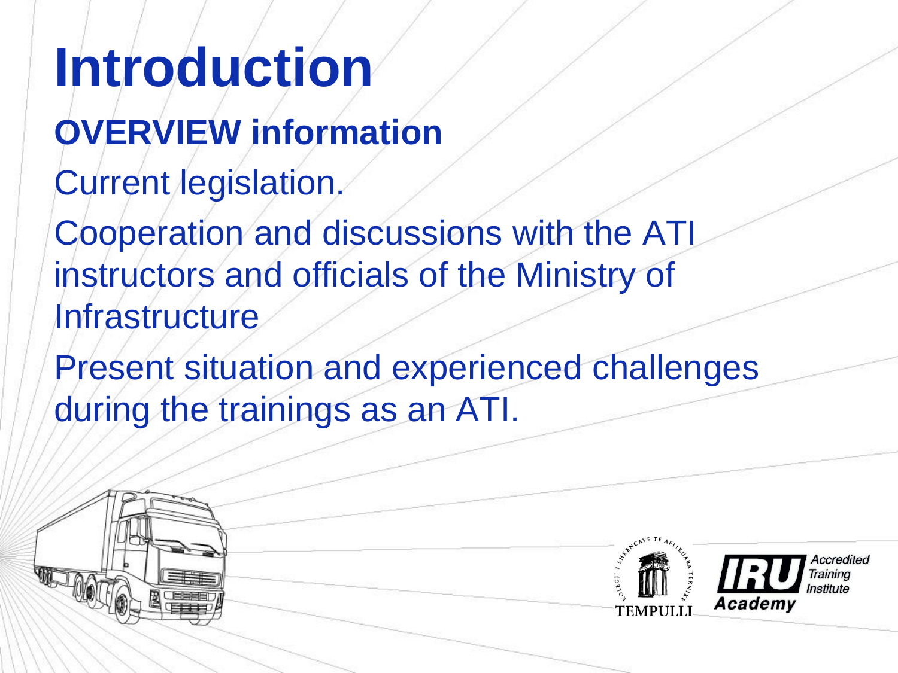# Introduction

**OVERVIEW information**

Current legislation.

Cooperation and discussions with the ATI instructors and officials of the Ministry of Infrastructure

Present situation and experienced challenges during the trainings as an ATI.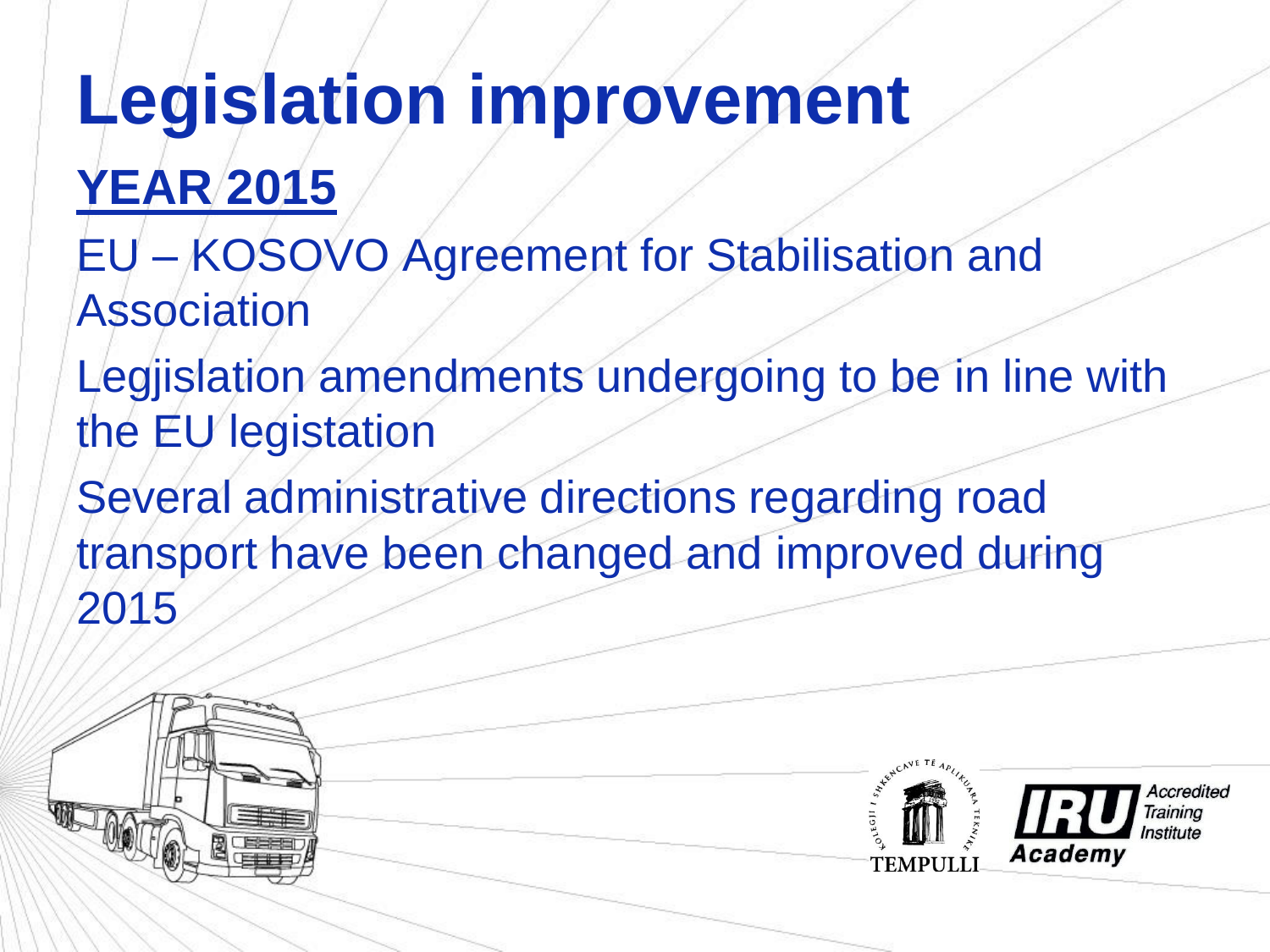# Legislation improvement

## YEAR 2015

EU – KOSOVO Agreement for Stabilisation and Association

Legjislation amendments undergoing to be in line with the EU legistation

Several administrative directions regarding road transport have been changed and improved during 2015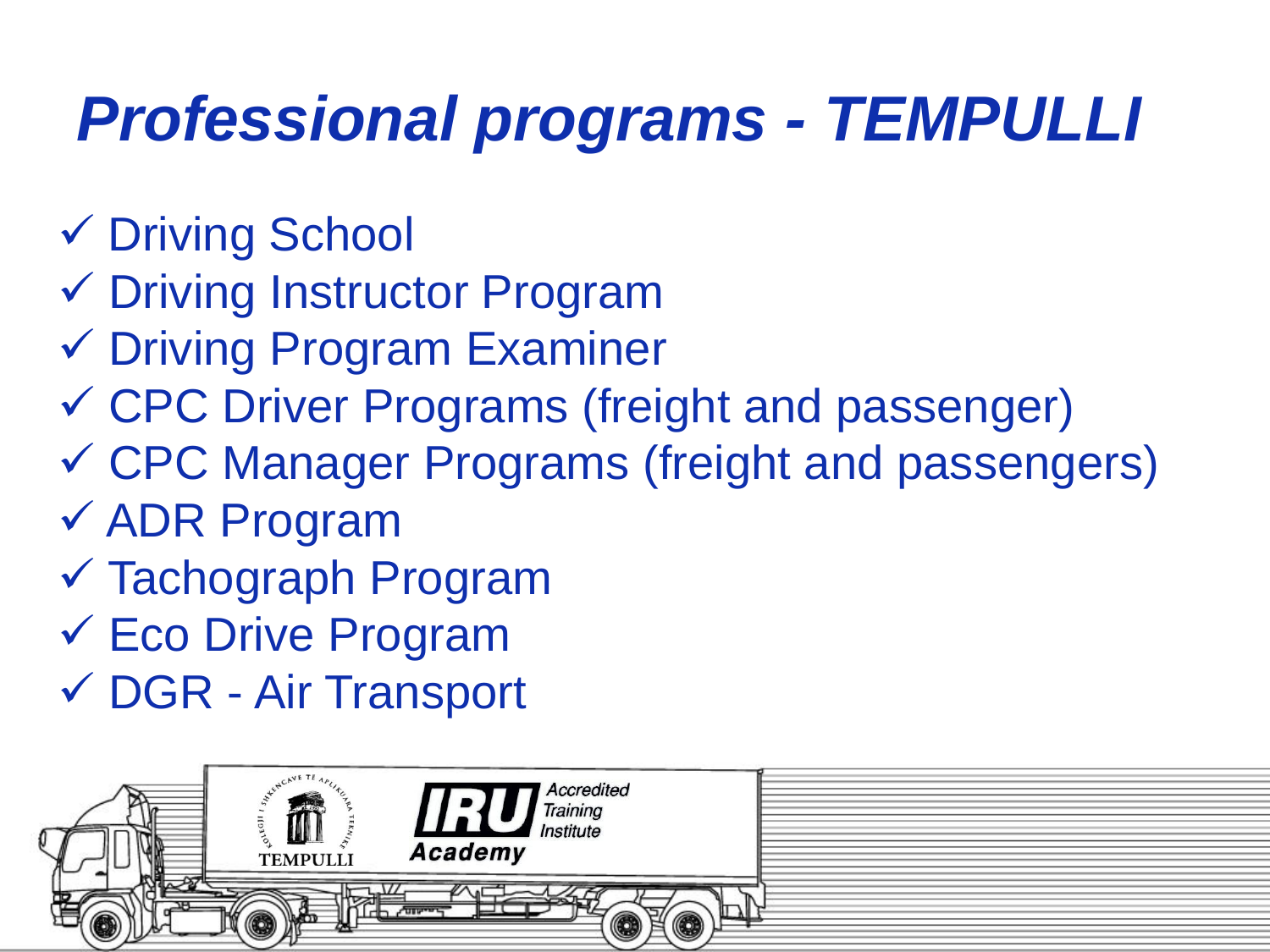# *Professional programs - TEMPULLI*

- ✓ Driving School
- ✓ Driving Instructor Program
- ✓ Driving Program Examiner
- ✓ CPC Driver Programs (freight and passenger)
- ✓ CPC Manager Programs (freight and passengers)
- ✓ ADR Program
- ✓ Tachograph Program
- ✓ Eco Drive Program
- ✓ DGR - Air Transport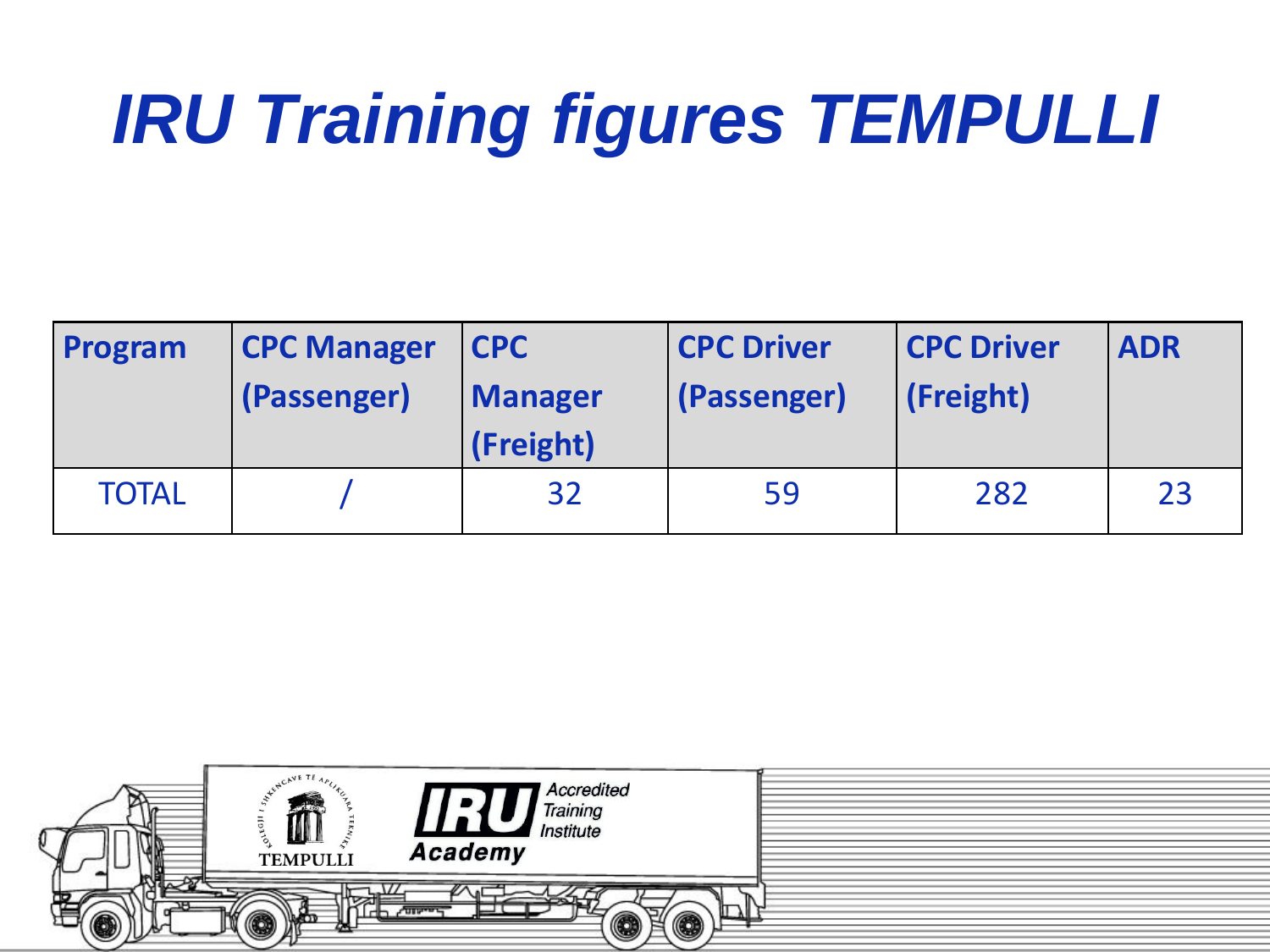# *IRU Training figures TEMPULLI*

| Program | CPC Manager (Passenger) | CPC Manager (Freight) | CPC Driver (Passenger) | CPC Driver (Freight) | ADR |
|---|---|---|---|---|---|
| TOTAL | / | 32 | 59 | 282 | 23 |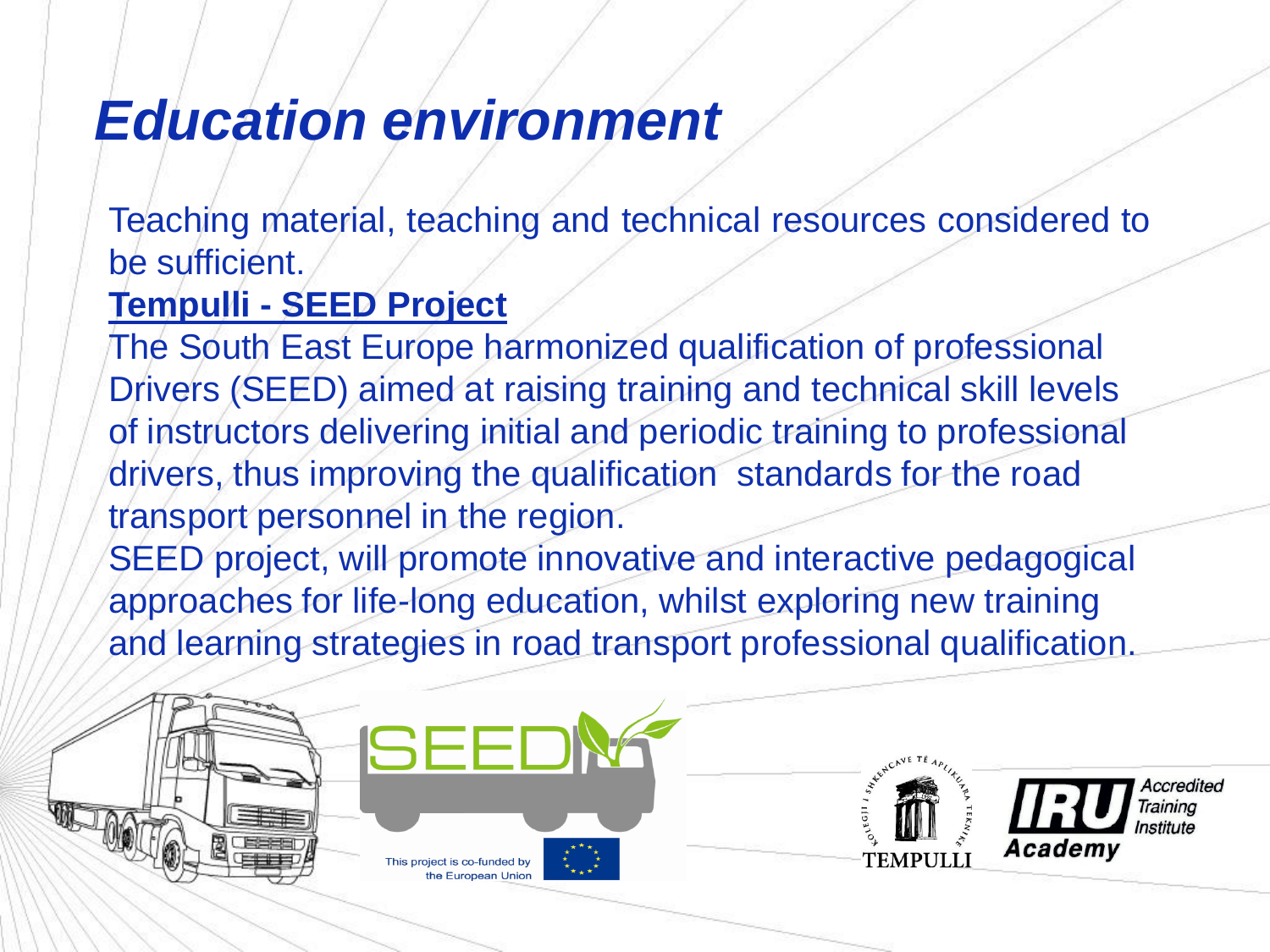# *Education environment*

Teaching material, teaching and technical resources considered to be sufficient.

**Tempulli - SEED Project**

The South East Europe harmonized qualification of professional Drivers (SEED) aimed at raising training and technical skill levels of instructors delivering initial and periodic training to professional drivers, thus improving the qualification standards for the road transport personnel in the region.

SEED project, will promote innovative and interactive pedagogical approaches for life-long education, whilst exploring new training and learning strategies in road transport professional qualification.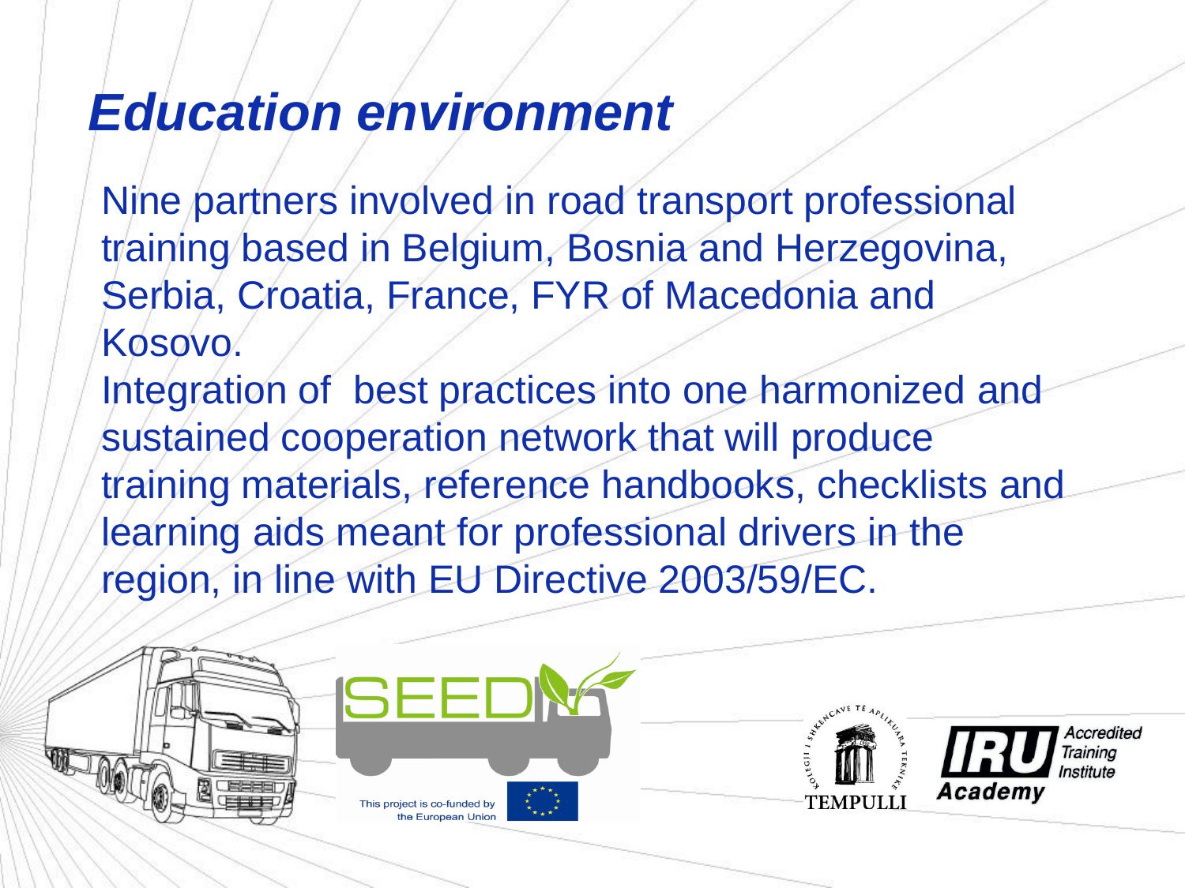# *Education environment*

Nine partners involved in road transport professional training based in Belgium, Bosnia and Herzegovina, Serbia, Croatia, France, FYR of Macedonia and Kosovo.

Integration of best practices into one harmonized and sustained cooperation network that will produce training materials, reference handbooks, checklists and learning aids meant for professional drivers in the region, in line with EU Directive 2003/59/EC.

This project is co-funded by the European Union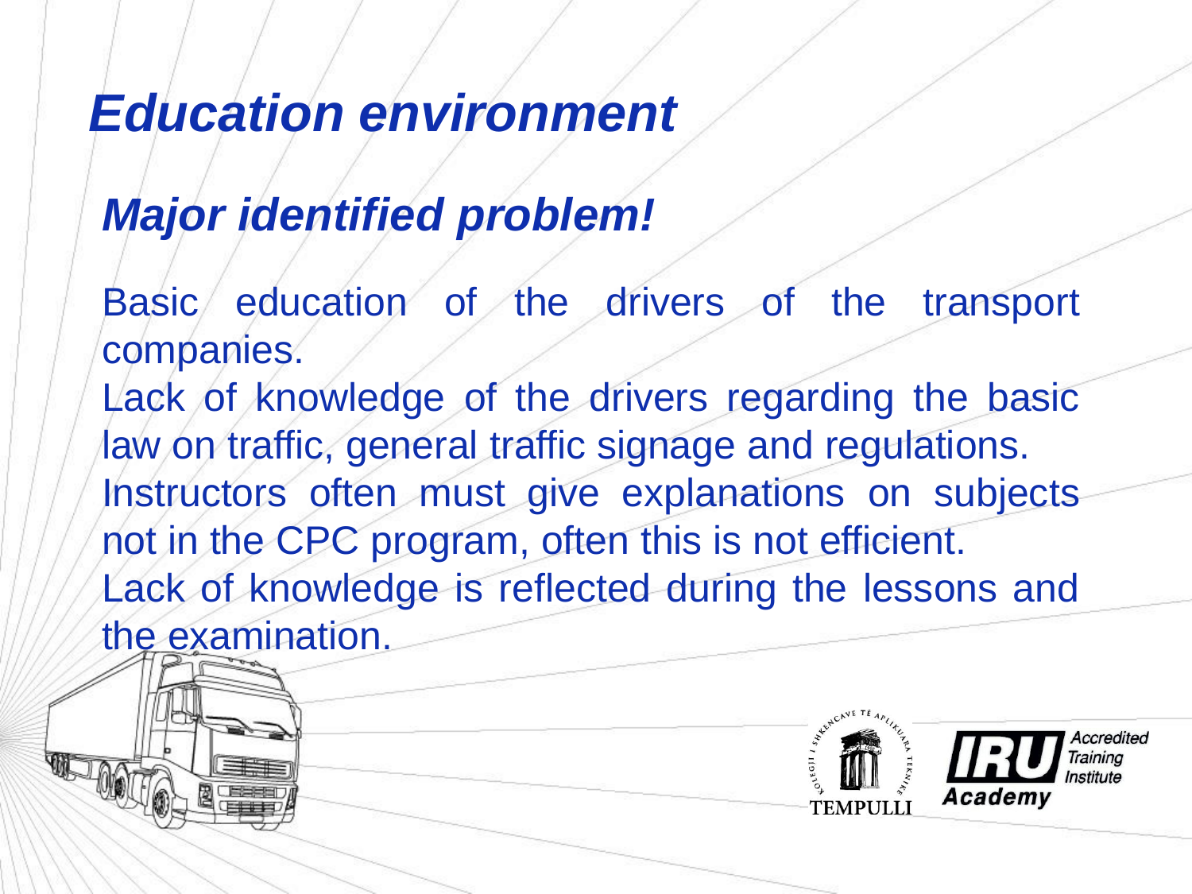# *Education environment*

## *Major identified problem!*

Basic education of the drivers of the transport companies.

Lack of knowledge of the drivers regarding the basic law on traffic, general traffic signage and regulations.

Instructors often must give explanations on subjects not in the CPC program, often this is not efficient.

Lack of knowledge is reflected during the lessons and the examination.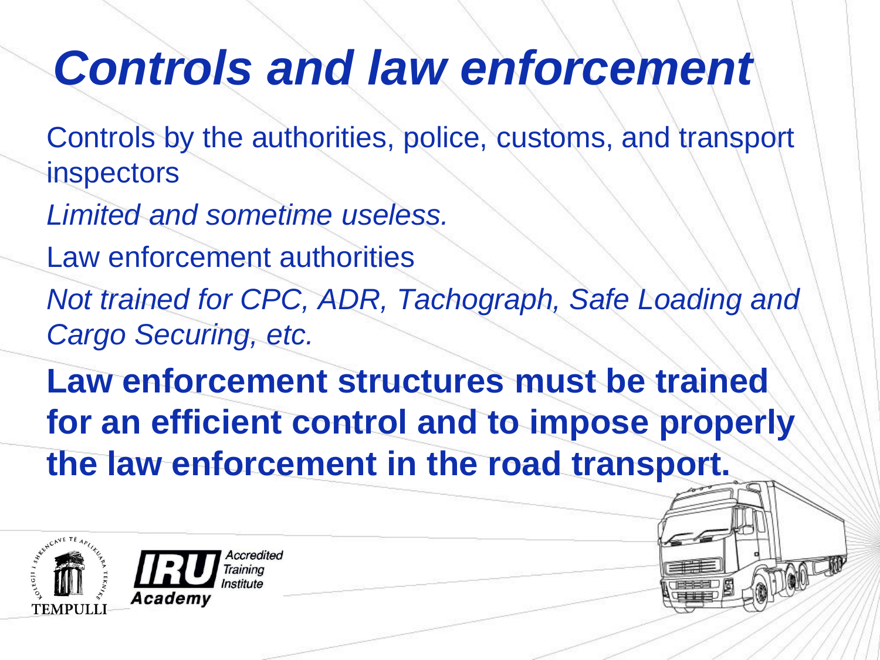# *Controls and law enforcement*

Controls by the authorities, police, customs, and transport inspectors

*Limited and sometime useless.*

Law enforcement authorities

*Not trained for CPC, ADR, Tachograph, Safe Loading and Cargo Securing, etc.*

**Law enforcement structures must be trained for an efficient control and to impose properly the law enforcement in the road transport.**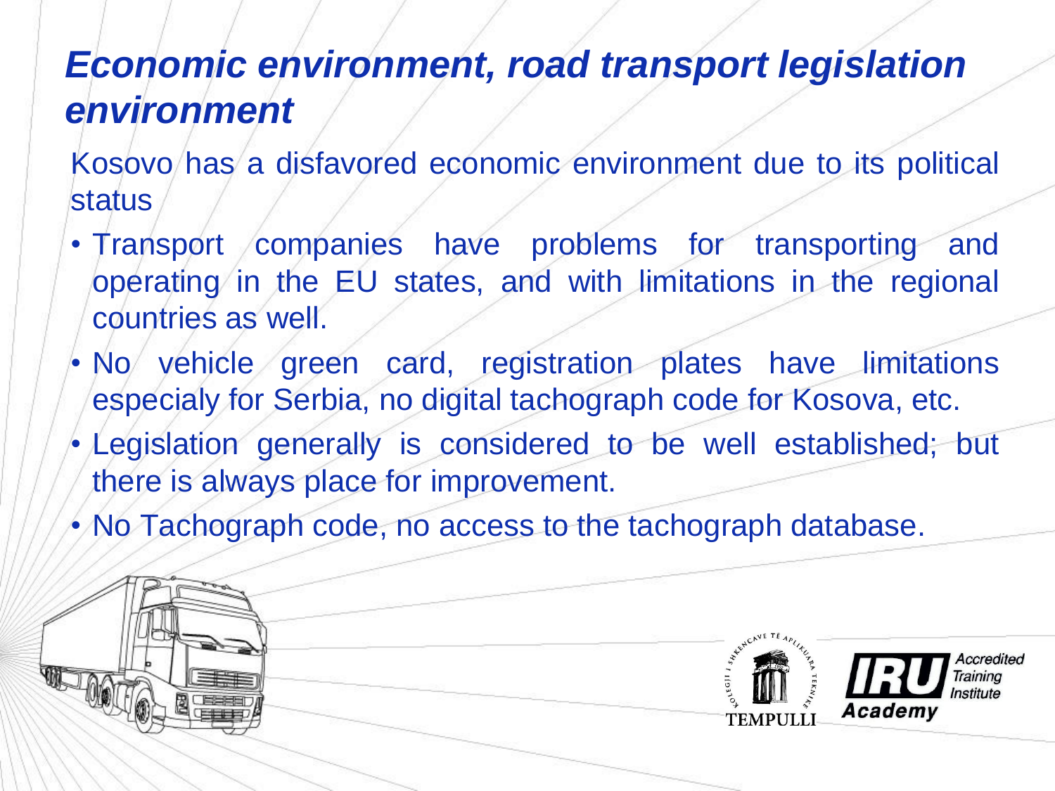# *Economic environment, road transport legislation environment*

Kosovo has a disfavored economic environment due to its political status

- Transport companies have problems for transporting and operating in the EU states, and with limitations in the regional countries as well.
- No vehicle green card, registration plates have limitations especialy for Serbia, no digital tachograph code for Kosova, etc.
- Legislation generally is considered to be well established; but there is always place for improvement.
- No Tachograph code, no access to the tachograph database.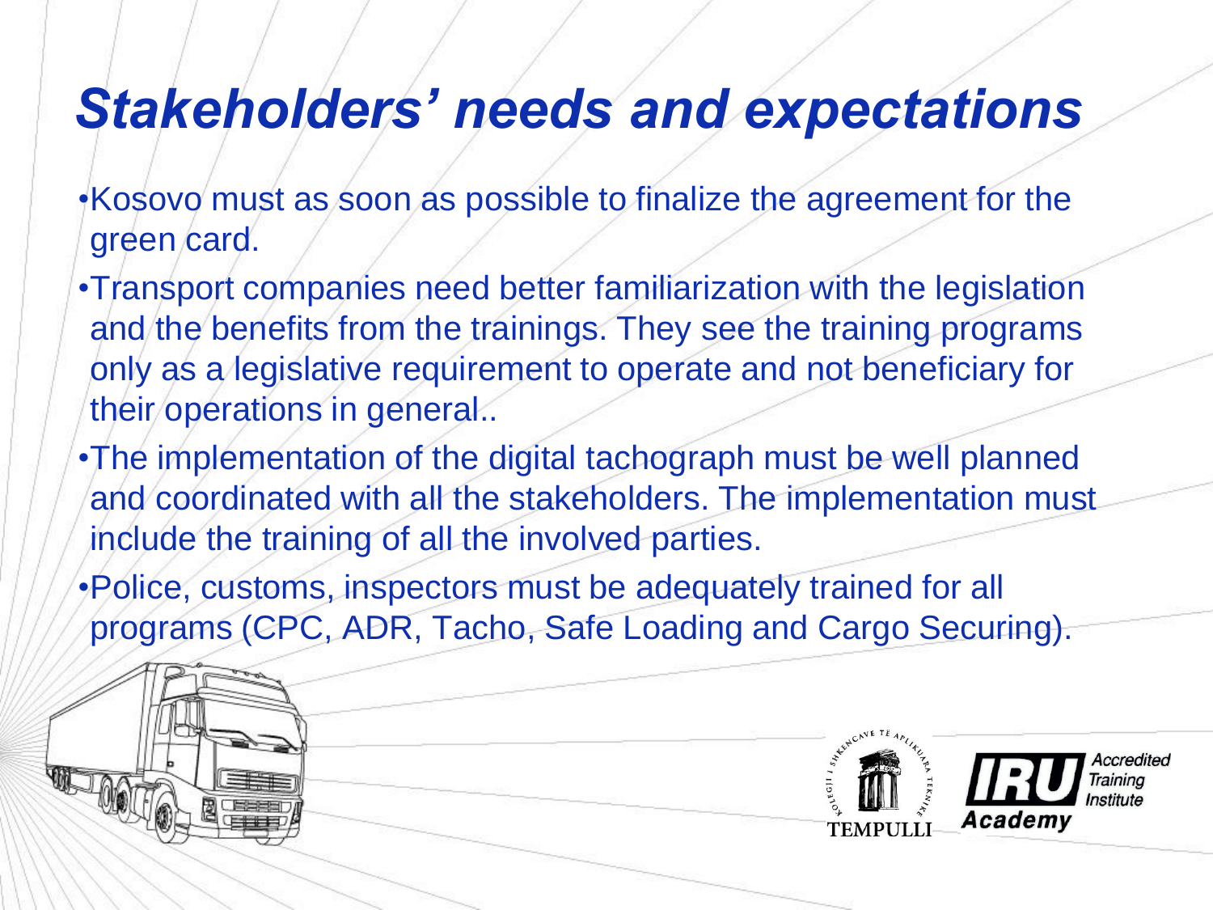# *Stakeholders' needs and expectations*

- Kosovo must as soon as possible to finalize the agreement for the green card.
- Transport companies need better familiarization with the legislation and the benefits from the trainings. They see the training programs only as a legislative requirement to operate and not beneficiary for their operations in general..
- The implementation of the digital tachograph must be well planned and coordinated with all the stakeholders. The implementation must include the training of all the involved parties.
- Police, customs, inspectors must be adequately trained for all programs (CPC, ADR, Tacho, Safe Loading and Cargo Securing).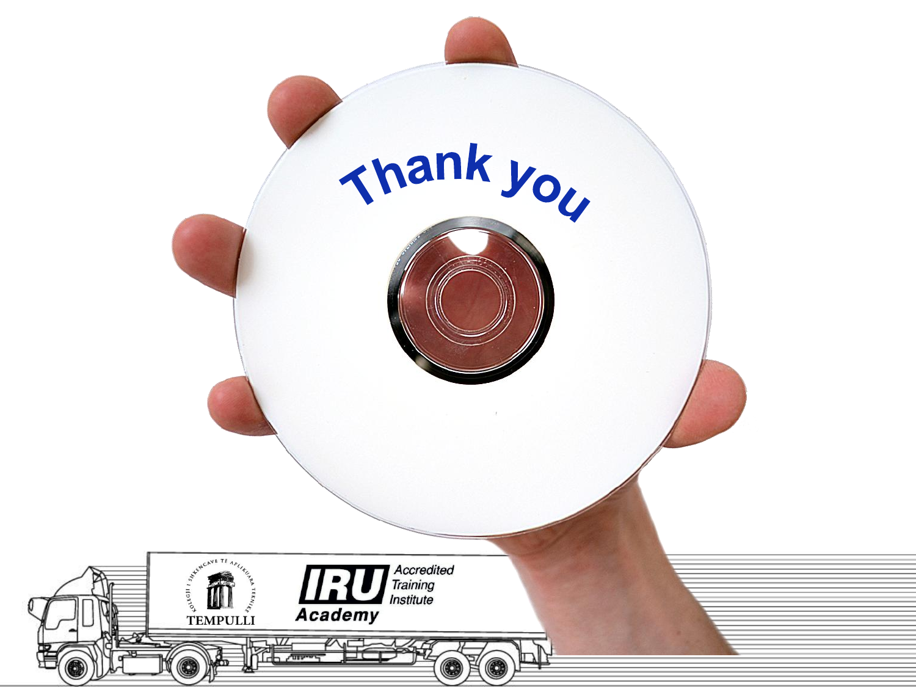Thank you

TEMPULLI

IRU Academy

Accredited Training Institute